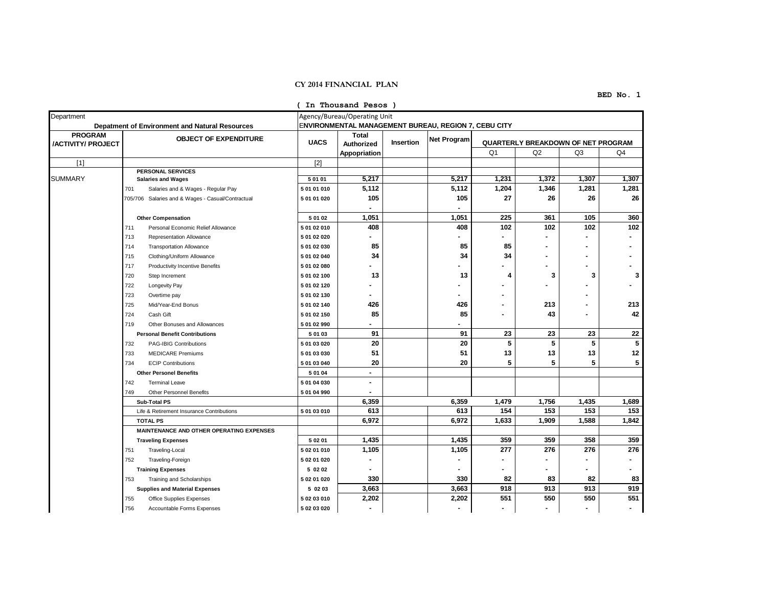**CY 2014 FINANCIAL PLAN**

**BED No. 1**

**( In Thousand Pesos )**

| Department | | Agency/Bureau/Operating Unit | | | | | | | |
|---|---|---|---|---|---|---|---|---|---|
| | **Depatment of Environment and Natural Resources** | **ENVIRONMENTAL MANAGEMENT BUREAU, REGION 7, CEBU CITY** | | | | | | | |
| **PROGRAM /ACTIVITY/ PROJECT** | **OBJECT OF EXPENDITURE** | **UACS** | **Total Authorized Appopriation** | **Insertion** | **Net Program** | **QUARTERLY BREAKDOWN OF NET PROGRAM** | | | |
| | | | | | | Q1 | Q2 | Q3 | Q4 |
| [1] | | [2] | | | | | | | |
| | **PERSONAL SERVICES** | | | | | | | | |
| SUMMARY | **Salaries and Wages** | 5 01 01 | 5,217 | | 5,217 | 1,231 | 1,372 | 1,307 | 1,307 |
| | 701 Salaries and & Wages - Regular Pay | 5 01 01 010 | 5,112 | | 5,112 | 1,204 | 1,346 | 1,281 | 1,281 |
| | 705/706 Salaries and & Wages - Casual/Contractual | 5 01 01 020 | 105 | | 105 | 27 | 26 | 26 | 26 |
| | | | - | | - | | | | |
| | **Other Compensation** | 5 01 02 | 1,051 | | 1,051 | 225 | 361 | 105 | 360 |
| | 711 Personal Economic Relief Allowance | 5 01 02 010 | 408 | | 408 | 102 | 102 | 102 | 102 |
| | 713 Representation Allowance | 5 01 02 020 | - | | - | - | - | - | - |
| | 714 Transportation Allowance | 5 01 02 030 | 85 | | 85 | 85 | - | - | - |
| | 715 Clothing/Uniform Allowance | 5 01 02 040 | 34 | | 34 | 34 | - | - | - |
| | 717 Productivity Incentive Benefits | 5 01 02 080 | - | | - | - | - | - | - |
| | 720 Step Increment | 5 01 02 100 | 13 | | 13 | 4 | 3 | 3 | 3 |
| | 722 Longevity Pay | 5 01 02 120 | - | | - | - | - | - | - |
| | 723 Overtime pay | 5 01 02 130 | - | | - | - | | - | |
| | 725 Mid/Year-End Bonus | 5 01 02 140 | 426 | | 426 | - | 213 | - | 213 |
| | 724 Cash Gift | 5 01 02 150 | 85 | | 85 | - | 43 | - | 42 |
| | 719 Other Bonuses and Allowances | 5 01 02 990 | - | | - | | | | |
| | **Personal Benefit Contributions** | 5 01 03 | 91 | | 91 | 23 | 23 | 23 | 22 |
| | 732 PAG-IBIG Contributions | 5 01 03 020 | 20 | | 20 | 5 | 5 | 5 | 5 |
| | 733 MEDICARE Premiums | 5 01 03 030 | 51 | | 51 | 13 | 13 | 13 | 12 |
| | 734 ECIP Contributions | 5 01 03 040 | 20 | | 20 | 5 | 5 | 5 | 5 |
| | **Other Personel Benefits** | 5 01 04 | - | | | | | | |
| | 742 Terminal Leave | 5 01 04 030 | - | | | | | | |
| | 749 Other Personnel Benefits | 5 01 04 990 | - | | | | | | |
| | **Sub-Total PS** | | 6,359 | | 6,359 | 1,479 | 1,756 | 1,435 | 1,689 |
| | Life & Retirement Insurance Contributions | 5 01 03 010 | 613 | | 613 | 154 | 153 | 153 | 153 |
| | **TOTAL PS** | | 6,972 | | 6,972 | 1,633 | 1,909 | 1,588 | 1,842 |
| | **MAINTENANCE AND OTHER OPERATING EXPENSES** | | | | | | | | |
| | **Traveling Expenses** | 5 02 01 | 1,435 | | 1,435 | 359 | 359 | 358 | 359 |
| | 751 Traveling-Local | 5 02 01 010 | 1,105 | | 1,105 | 277 | 276 | 276 | 276 |
| | 752 Traveling-Foreign | 5 02 01 020 | - | | - | - | - | - | - |
| | **Training Expenses** | 5 02 02 | - | | - | - | - | - | - |
| | 753 Training and Scholarships | 5 02 01 020 | 330 | | 330 | 82 | 83 | 82 | 83 |
| | **Supplies and Material Expenses** | 5 02 03 | 3,663 | | 3,663 | 918 | 913 | 913 | 919 |
| | 755 Office Supplies Expenses | 5 02 03 010 | 2,202 | | 2,202 | 551 | 550 | 550 | 551 |
| | 756 Accountable Forms Expenses | 5 02 03 020 | - | | - | - | - | - | - |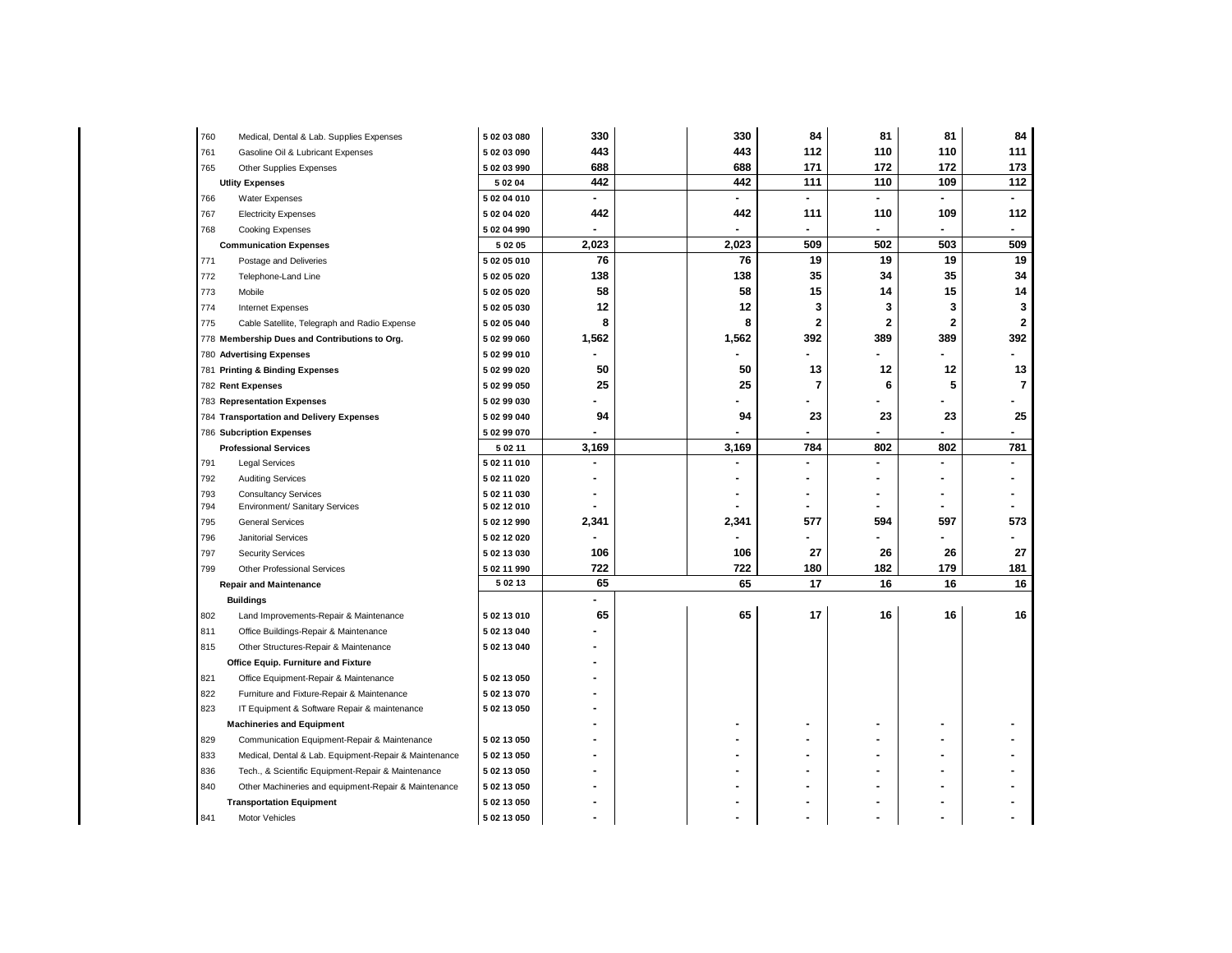| | | | | | | | | | |
|---|---|---|---|---|---|---|---|---|---|
| 760 | Medical, Dental & Lab. Supplies Expenses | 5 02 03 080 | 330 | | 330 | 84 | 81 | 81 | 84 |
| 761 | Gasoline Oil & Lubricant Expenses | 5 02 03 090 | 443 | | 443 | 112 | 110 | 110 | 111 |
| 765 | Other Supplies Expenses | 5 02 03 990 | 688 | | 688 | 171 | 172 | 172 | 173 |
| | **Utlity Expenses** | 5 02 04 | 442 | | 442 | 111 | 110 | 109 | 112 |
| 766 | Water Expenses | 5 02 04 010 | - | | - | - | - | - | - |
| 767 | Electricity Expenses | 5 02 04 020 | 442 | | 442 | 111 | 110 | 109 | 112 |
| 768 | Cooking Expenses | 5 02 04 990 | - | | - | - | - | - | - |
| | **Communication Expenses** | 5 02 05 | 2,023 | | 2,023 | 509 | 502 | 503 | 509 |
| 771 | Postage and Deliveries | 5 02 05 010 | 76 | | 76 | 19 | 19 | 19 | 19 |
| 772 | Telephone-Land Line | 5 02 05 020 | 138 | | 138 | 35 | 34 | 35 | 34 |
| 773 | Mobile | 5 02 05 020 | 58 | | 58 | 15 | 14 | 15 | 14 |
| 774 | Internet Expenses | 5 02 05 030 | 12 | | 12 | 3 | 3 | 3 | 3 |
| 775 | Cable Satellite, Telegraph and Radio Expense | 5 02 05 040 | 8 | | 8 | 2 | 2 | 2 | 2 |
| 778 | **Membership Dues and Contributions to Org.** | 5 02 99 060 | 1,562 | | 1,562 | 392 | 389 | 389 | 392 |
| 780 | **Advertising Expenses** | 5 02 99 010 | - | | - | - | - | - | - |
| 781 | **Printing & Binding Expenses** | 5 02 99 020 | 50 | | 50 | 13 | 12 | 12 | 13 |
| 782 | **Rent Expenses** | 5 02 99 050 | 25 | | 25 | 7 | 6 | 5 | 7 |
| 783 | **Representation Expenses** | 5 02 99 030 | - | | - | - | - | - | - |
| 784 | **Transportation and Delivery Expenses** | 5 02 99 040 | 94 | | 94 | 23 | 23 | 23 | 25 |
| 786 | **Subcription Expenses** | 5 02 99 070 | - | | - | - | - | - | - |
| | **Professional Services** | 5 02 11 | 3,169 | | 3,169 | 784 | 802 | 802 | 781 |
| 791 | Legal Services | 5 02 11 010 | - | | - | - | - | - | - |
| 792 | Auditing Services | 5 02 11 020 | - | | - | - | - | - | - |
| 793 | Consultancy Services | 5 02 11 030 | - | | - | - | - | - | - |
| 794 | Environment/ Sanitary Services | 5 02 12 010 | - | | - | - | - | - | - |
| 795 | General Services | 5 02 12 990 | 2,341 | | 2,341 | 577 | 594 | 597 | 573 |
| 796 | Janitorial Services | 5 02 12 020 | - | | - | - | - | - | - |
| 797 | Security Services | 5 02 13 030 | 106 | | 106 | 27 | 26 | 26 | 27 |
| 799 | Other Professional Services | 5 02 11 990 | 722 | | 722 | 180 | 182 | 179 | 181 |
| | **Repair and Maintenance** | 5 02 13 | 65 | | 65 | 17 | 16 | 16 | 16 |
| | **Buildings** | | - | | | | | | |
| 802 | Land Improvements-Repair & Maintenance | 5 02 13 010 | 65 | | 65 | 17 | 16 | 16 | 16 |
| 811 | Office Buildings-Repair & Maintenance | 5 02 13 040 | - | | | | | | |
| 815 | Other Structures-Repair & Maintenance | 5 02 13 040 | - | | | | | | |
| | **Office Equip. Furniture and Fixture** | | - | | | | | | |
| 821 | Office Equipment-Repair & Maintenance | 5 02 13 050 | - | | | | | | |
| 822 | Furniture and Fixture-Repair & Maintenance | 5 02 13 070 | - | | | | | | |
| 823 | IT Equipment & Software Repair & maintenance | 5 02 13 050 | - | | | | | | |
| | **Machineries and Equipment** | | - | | - | - | - | - | - |
| 829 | Communication Equipment-Repair & Maintenance | 5 02 13 050 | - | | - | - | - | - | - |
| 833 | Medical, Dental & Lab. Equipment-Repair & Maintenance | 5 02 13 050 | - | | - | - | - | - | - |
| 836 | Tech., & Scientific Equipment-Repair & Maintenance | 5 02 13 050 | - | | - | - | - | - | - |
| 840 | Other Machineries and equipment-Repair & Maintenance | 5 02 13 050 | - | | - | - | - | - | - |
| | **Transportation Equipment** | 5 02 13 050 | - | | - | - | - | - | - |
| 841 | Motor Vehicles | 5 02 13 050 | - | | - | - | - | - | - |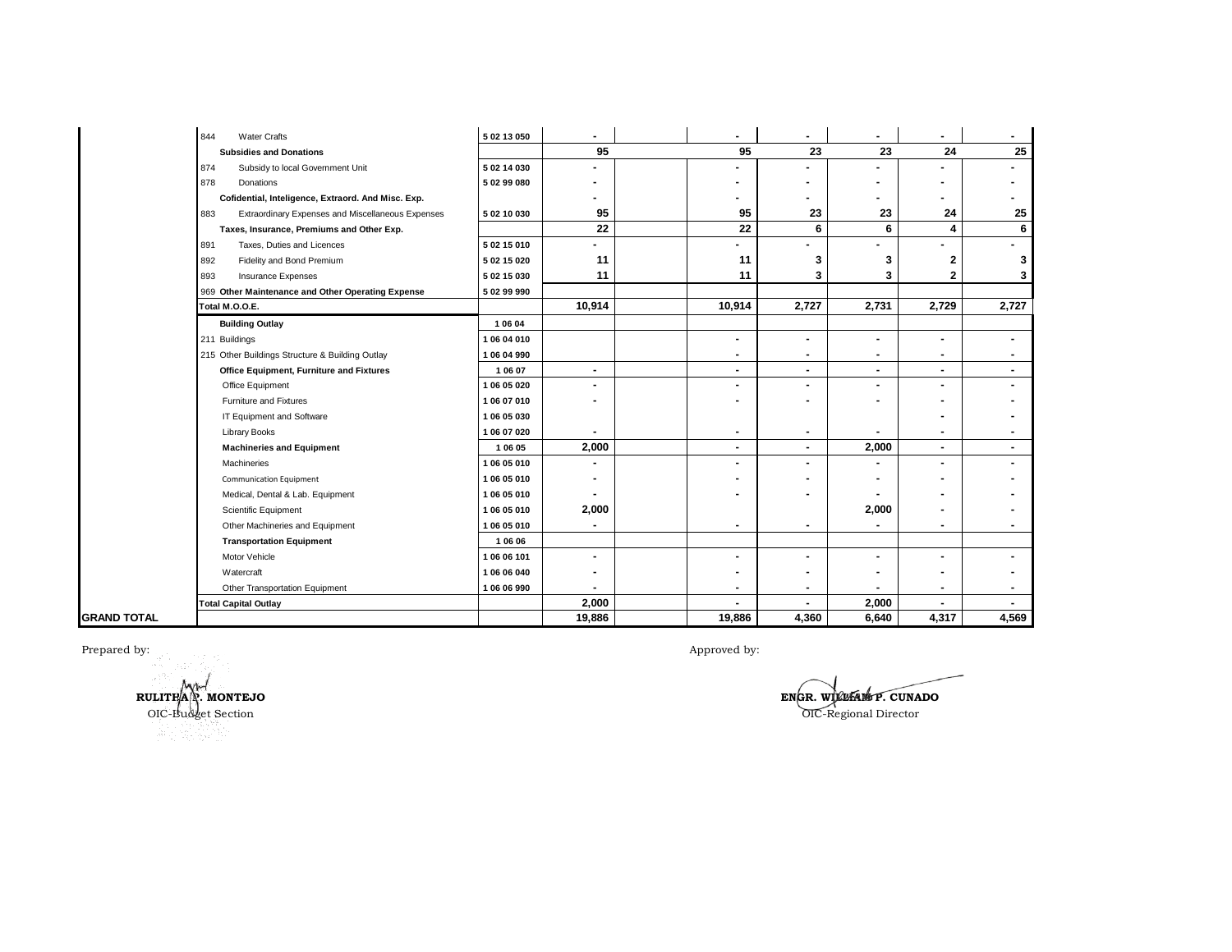| | | | | | | | | | |
|---|---|---|---|---|---|---|---|---|---|
| | 844 Water Crafts | 5 02 13 050 | - | | - | - | - | - | - |
| | **Subsidies and Donations** | | **95** | | **95** | **23** | **23** | **24** | **25** |
| | 874 Subsidy to local Government Unit | 5 02 14 030 | - | | - | - | - | - | - |
| | 878 Donations | 5 02 99 080 | - | | - | - | - | - | - |
| | **Cofidential, Inteligence, Extraord. And Misc. Exp.** | | - | | - | - | - | - | - |
| | 883 Extraordinary Expenses and Miscellaneous Expenses | 5 02 10 030 | **95** | | **95** | **23** | **23** | **24** | **25** |
| | **Taxes, Insurance, Premiums and Other Exp.** | | **22** | | **22** | **6** | **6** | **4** | **6** |
| | 891 Taxes, Duties and Licences | 5 02 15 010 | - | | - | - | - | - | - |
| | 892 Fidelity and Bond Premium | 5 02 15 020 | **11** | | **11** | **3** | **3** | **2** | **3** |
| | 893 Insurance Expenses | 5 02 15 030 | **11** | | **11** | **3** | **3** | **2** | **3** |
| | 969 **Other Maintenance and Other Operating Expense** | 5 02 99 990 | | | | | | | |
| | **Total M.O.O.E.** | | **10,914** | | **10,914** | **2,727** | **2,731** | **2,729** | **2,727** |
| | **Building Outlay** | 1 06 04 | | | | | | | |
| | 211 Buildings | 1 06 04 010 | | | - | - | - | - | - |
| | 215 Other Buildings Structure & Building Outlay | 1 06 04 990 | | | - | - | - | - | - |
| | **Office Equipment, Furniture and Fixtures** | 1 06 07 | - | | - | - | - | - | - |
| | Office Equipment | 1 06 05 020 | - | | - | - | - | - | - |
| | Furniture and Fixtures | 1 06 07 010 | - | | - | - | - | - | - |
| | IT Equipment and Software | 1 06 05 030 | | | | | | - | - |
| | Library Books | 1 06 07 020 | - | | - | - | - | - | - |
| | **Machineries and Equipment** | 1 06 05 | **2,000** | | - | - | **2,000** | - | - |
| | Machineries | 1 06 05 010 | - | | - | - | - | - | - |
| | Communication Equipment | 1 06 05 010 | - | | - | - | - | - | - |
| | Medical, Dental & Lab. Equipment | 1 06 05 010 | - | | - | - | - | - | - |
| | Scientific Equipment | 1 06 05 010 | **2,000** | | | | **2,000** | - | - |
| | Other Machineries and Equipment | 1 06 05 010 | - | | - | - | - | - | - |
| | **Transportation Equipment** | 1 06 06 | | | | | | | |
| | Motor Vehicle | 1 06 06 101 | - | | - | - | - | - | - |
| | Watercraft | 1 06 06 040 | - | | - | - | - | - | - |
| | Other Transportation Equipment | 1 06 06 990 | - | | - | - | - | - | - |
| | **Total Capital Outlay** | | **2,000** | | - | - | **2,000** | - | - |
| **GRAND TOTAL** | | | **19,886** | | **19,886** | **4,360** | **6,640** | **4,317** | **4,569** |

Prepared by:

**RULITHA P. MONTEJO**
OIC-Budget Section

Approved by:

**ENGR. WILLIAM P. CUNADO**
OIC-Regional Director